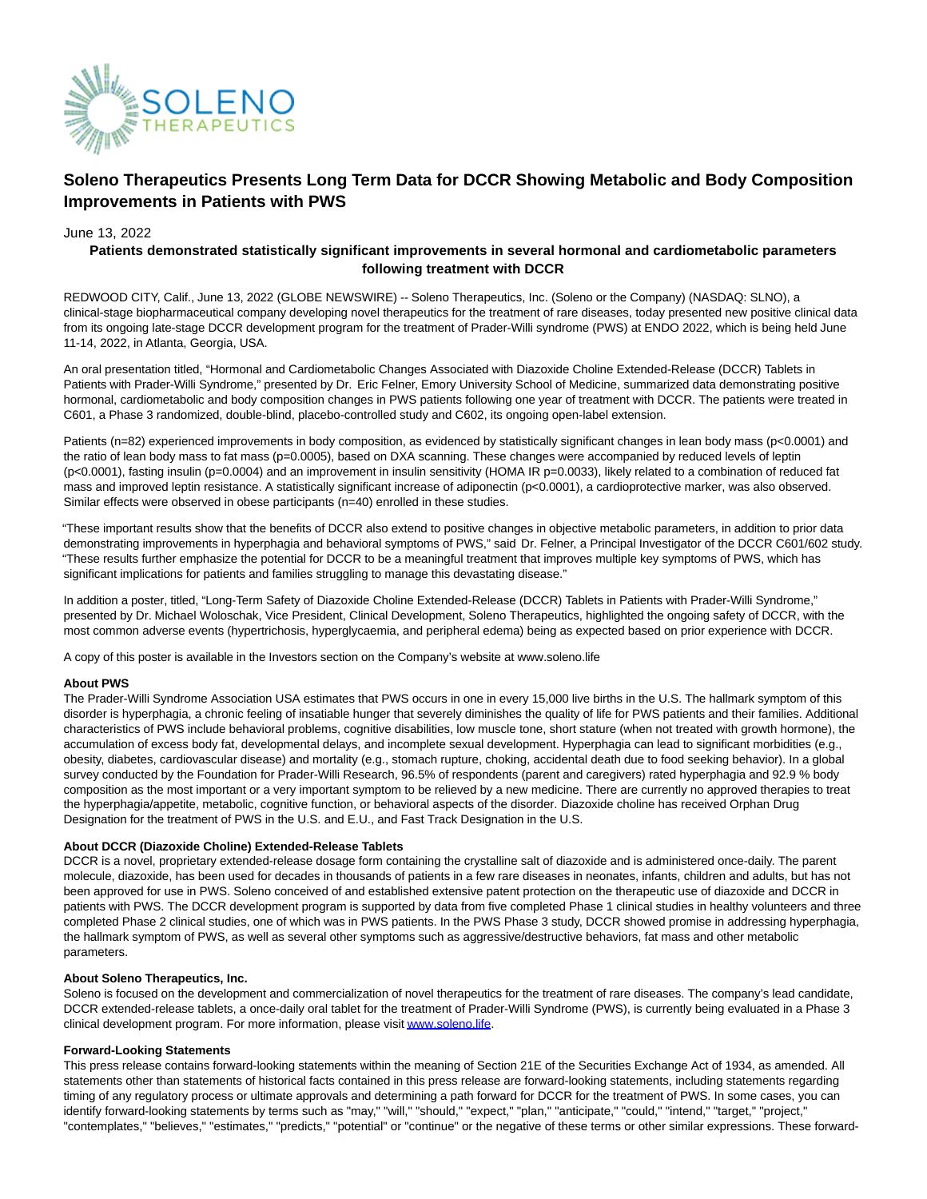# Soleno Therapeutics Presents Long Term Data for DCCR Showing Metabolic and Body Composition Improvements in Patients with PWS

June 13, 2022

**Patients demonstrated statistically significant improvements in several hormonal and cardiometabolic parameters following treatment with DCCR**

REDWOOD CITY, Calif., June 13, 2022 (GLOBE NEWSWIRE) -- Soleno Therapeutics, Inc. (Soleno or the Company) (NASDAQ: SLNO), a clinical-stage biopharmaceutical company developing novel therapeutics for the treatment of rare diseases, today presented new positive clinical data from its ongoing late-stage DCCR development program for the treatment of Prader-Willi syndrome (PWS) at ENDO 2022, which is being held June 11-14, 2022, in Atlanta, Georgia, USA.

An oral presentation titled, "Hormonal and Cardiometabolic Changes Associated with Diazoxide Choline Extended-Release (DCCR) Tablets in Patients with Prader-Willi Syndrome," presented by Dr. Eric Felner, Emory University School of Medicine, summarized data demonstrating positive hormonal, cardiometabolic and body composition changes in PWS patients following one year of treatment with DCCR. The patients were treated in C601, a Phase 3 randomized, double-blind, placebo-controlled study and C602, its ongoing open-label extension.

Patients (n=82) experienced improvements in body composition, as evidenced by statistically significant changes in lean body mass ($p<0.0001$) and the ratio of lean body mass to fat mass ($p=0.0005$), based on DXA scanning. These changes were accompanied by reduced levels of leptin ($p<0.0001$), fasting insulin ($p=0.0004$) and an improvement in insulin sensitivity (HOMA IR $p=0.0033$), likely related to a combination of reduced fat mass and improved leptin resistance. A statistically significant increase of adiponectin ($p<0.0001$), a cardioprotective marker, was also observed. Similar effects were observed in obese participants (n=40) enrolled in these studies.

"These important results show that the benefits of DCCR also extend to positive changes in objective metabolic parameters, in addition to prior data demonstrating improvements in hyperphagia and behavioral symptoms of PWS," said Dr. Felner, a Principal Investigator of the DCCR C601/602 study. "These results further emphasize the potential for DCCR to be a meaningful treatment that improves multiple key symptoms of PWS, which has significant implications for patients and families struggling to manage this devastating disease."

In addition a poster, titled, "Long-Term Safety of Diazoxide Choline Extended-Release (DCCR) Tablets in Patients with Prader-Willi Syndrome," presented by Dr. Michael Woloschak, Vice President, Clinical Development, Soleno Therapeutics, highlighted the ongoing safety of DCCR, with the most common adverse events (hypertrichosis, hyperglycaemia, and peripheral edema) being as expected based on prior experience with DCCR.

A copy of this poster is available in the Investors section on the Company's website at www.soleno.life

**About PWS**

The Prader-Willi Syndrome Association USA estimates that PWS occurs in one in every 15,000 live births in the U.S. The hallmark symptom of this disorder is hyperphagia, a chronic feeling of insatiable hunger that severely diminishes the quality of life for PWS patients and their families. Additional characteristics of PWS include behavioral problems, cognitive disabilities, low muscle tone, short stature (when not treated with growth hormone), the accumulation of excess body fat, developmental delays, and incomplete sexual development. Hyperphagia can lead to significant morbidities (e.g., obesity, diabetes, cardiovascular disease) and mortality (e.g., stomach rupture, choking, accidental death due to food seeking behavior). In a global survey conducted by the Foundation for Prader-Willi Research, 96.5% of respondents (parent and caregivers) rated hyperphagia and 92.9 % body composition as the most important or a very important symptom to be relieved by a new medicine. There are currently no approved therapies to treat the hyperphagia/appetite, metabolic, cognitive function, or behavioral aspects of the disorder. Diazoxide choline has received Orphan Drug Designation for the treatment of PWS in the U.S. and E.U., and Fast Track Designation in the U.S.

**About DCCR (Diazoxide Choline) Extended-Release Tablets**

DCCR is a novel, proprietary extended-release dosage form containing the crystalline salt of diazoxide and is administered once-daily. The parent molecule, diazoxide, has been used for decades in thousands of patients in a few rare diseases in neonates, infants, children and adults, but has not been approved for use in PWS. Soleno conceived of and established extensive patent protection on the therapeutic use of diazoxide and DCCR in patients with PWS. The DCCR development program is supported by data from five completed Phase 1 clinical studies in healthy volunteers and three completed Phase 2 clinical studies, one of which was in PWS patients. In the PWS Phase 3 study, DCCR showed promise in addressing hyperphagia, the hallmark symptom of PWS, as well as several other symptoms such as aggressive/destructive behaviors, fat mass and other metabolic parameters.

**About Soleno Therapeutics, Inc.**

Soleno is focused on the development and commercialization of novel therapeutics for the treatment of rare diseases. The company's lead candidate, DCCR extended-release tablets, a once-daily oral tablet for the treatment of Prader-Willi Syndrome (PWS), is currently being evaluated in a Phase 3 clinical development program. For more information, please visit www.soleno.life.

**Forward-Looking Statements**

This press release contains forward-looking statements within the meaning of Section 21E of the Securities Exchange Act of 1934, as amended. All statements other than statements of historical facts contained in this press release are forward-looking statements, including statements regarding timing of any regulatory process or ultimate approvals and determining a path forward for DCCR for the treatment of PWS. In some cases, you can identify forward-looking statements by terms such as "may," "will," "should," "expect," "plan," "anticipate," "could," "intend," "target," "project," "contemplates," "believes," "estimates," "predicts," "potential" or "continue" or the negative of these terms or other similar expressions. These forward-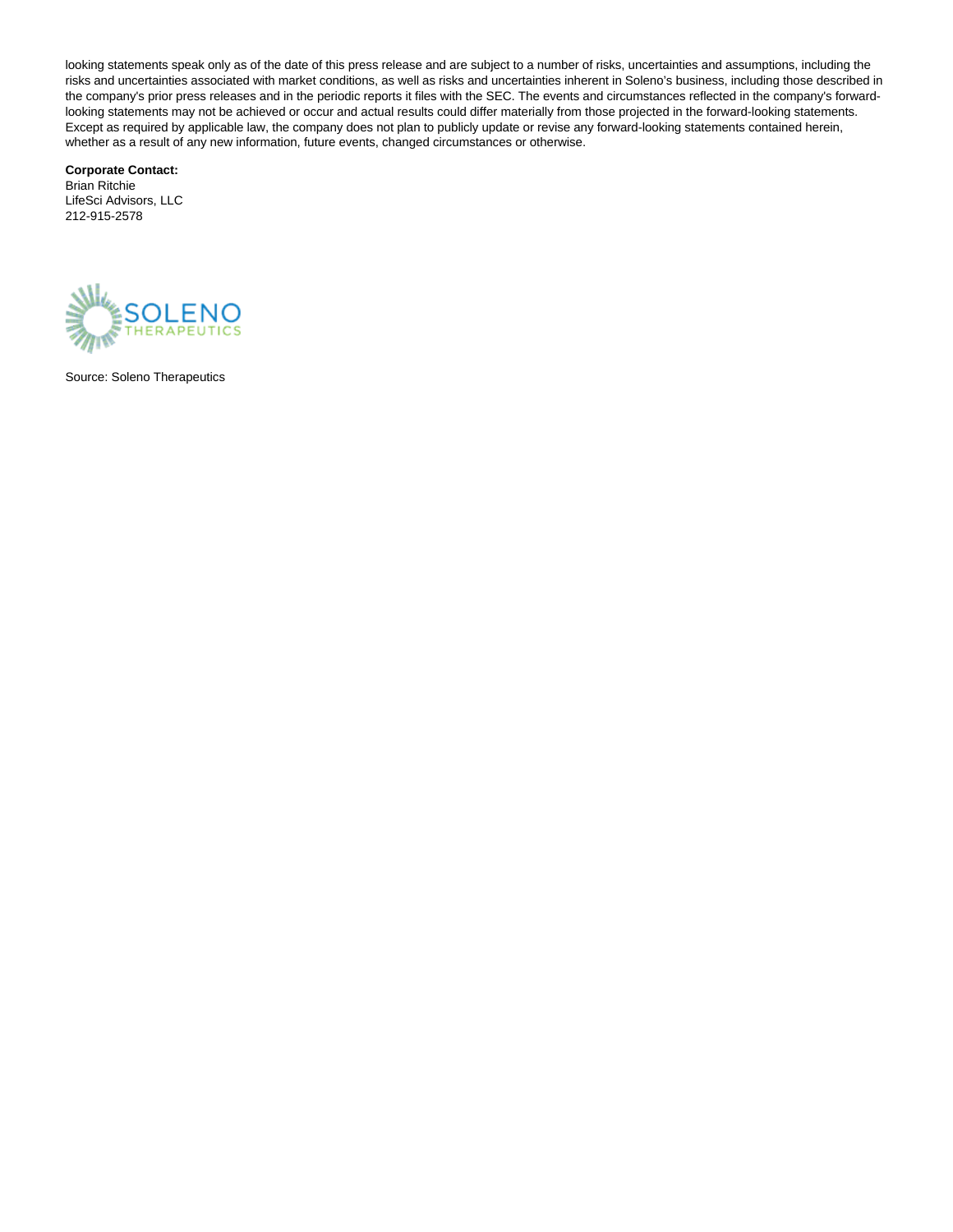looking statements speak only as of the date of this press release and are subject to a number of risks, uncertainties and assumptions, including the risks and uncertainties associated with market conditions, as well as risks and uncertainties inherent in Soleno's business, including those described in the company's prior press releases and in the periodic reports it files with the SEC. The events and circumstances reflected in the company's forward-looking statements may not be achieved or occur and actual results could differ materially from those projected in the forward-looking statements. Except as required by applicable law, the company does not plan to publicly update or revise any forward-looking statements contained herein, whether as a result of any new information, future events, changed circumstances or otherwise.

**Corporate Contact:**
Brian Ritchie
LifeSci Advisors, LLC
212-915-2578

Source: Soleno Therapeutics